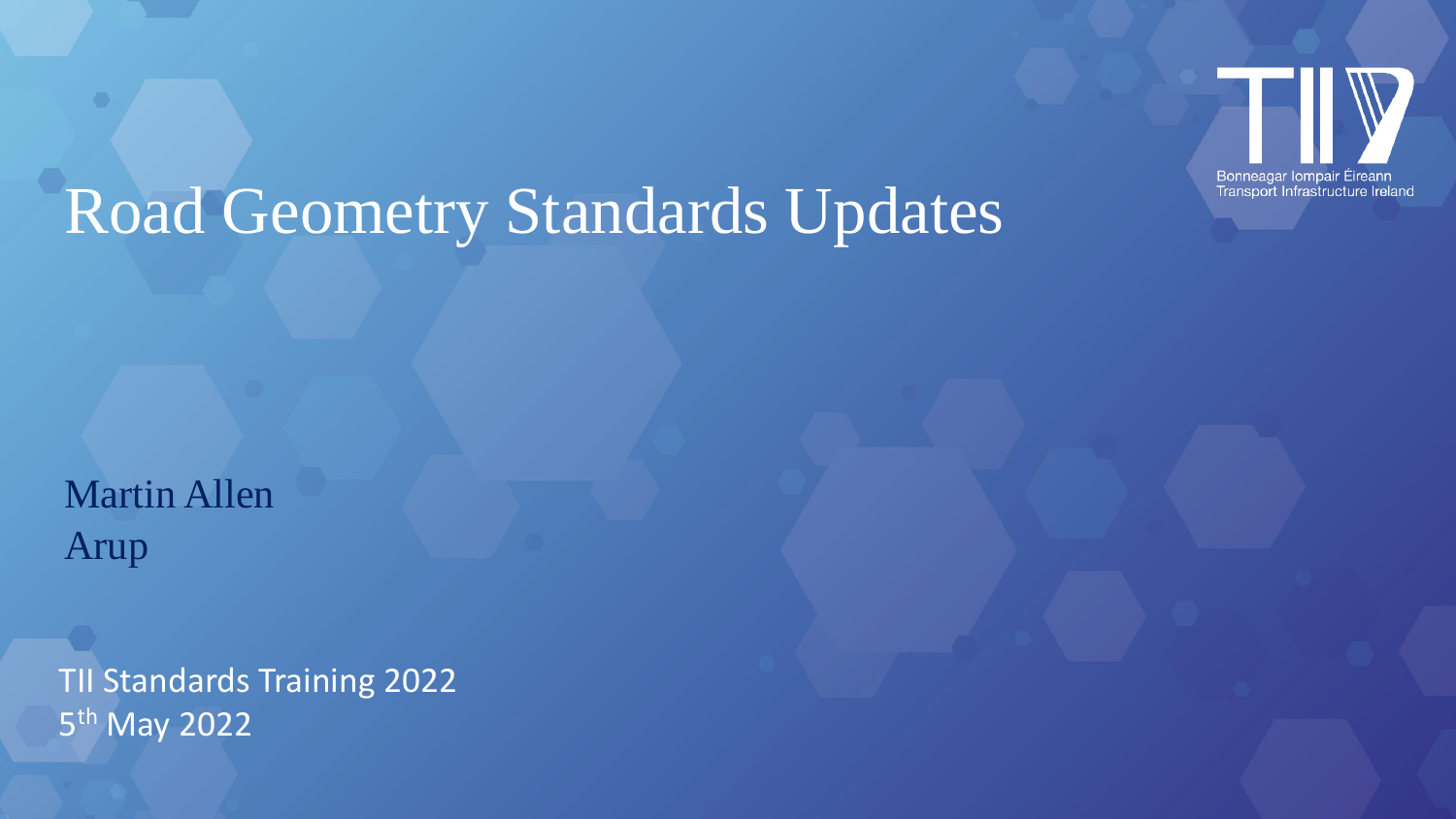# Road Geometry Standards Updates

Martin Allen
Arup

TII Standards Training 2022
5th May 2022

Bonneagar Iompair Éireann
Transport Infrastructure Ireland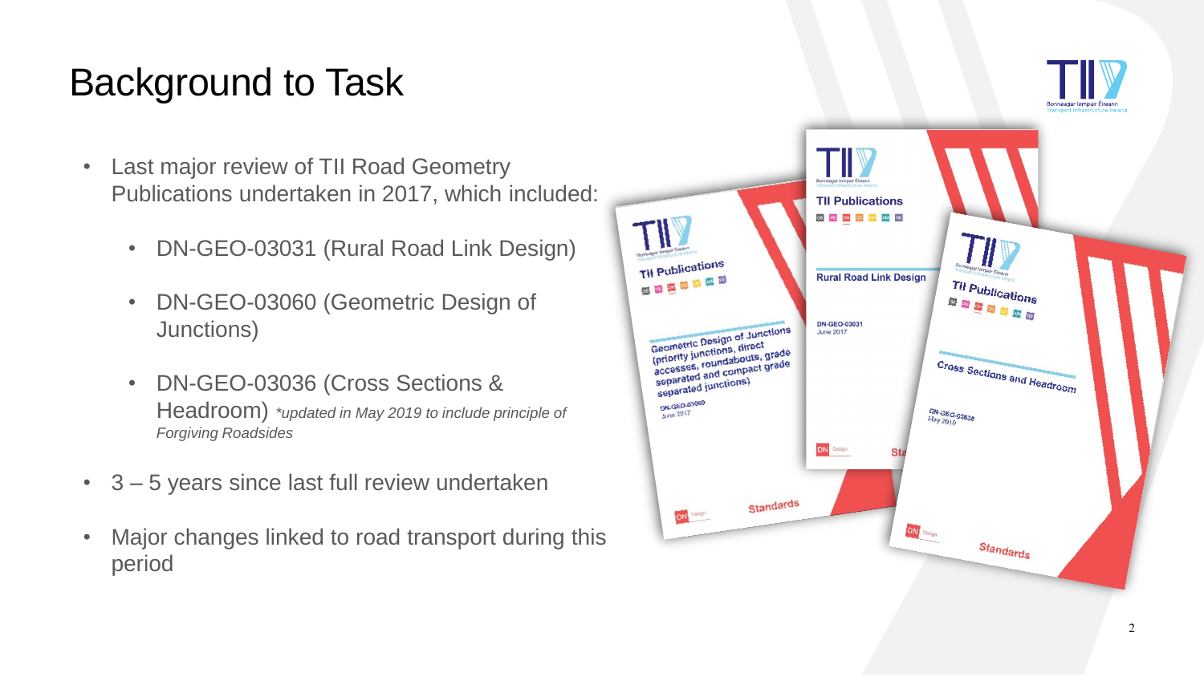# Background to Task

- Last major review of TII Road Geometry Publications undertaken in 2017, which included:
  - DN-GEO-03031 (Rural Road Link Design)
  - DN-GEO-03060 (Geometric Design of Junctions)
  - DN-GEO-03036 (Cross Sections & Headroom) *\*updated in May 2019 to include principle of Forgiving Roadsides*
- 3 – 5 years since last full review undertaken
- Major changes linked to road transport during this period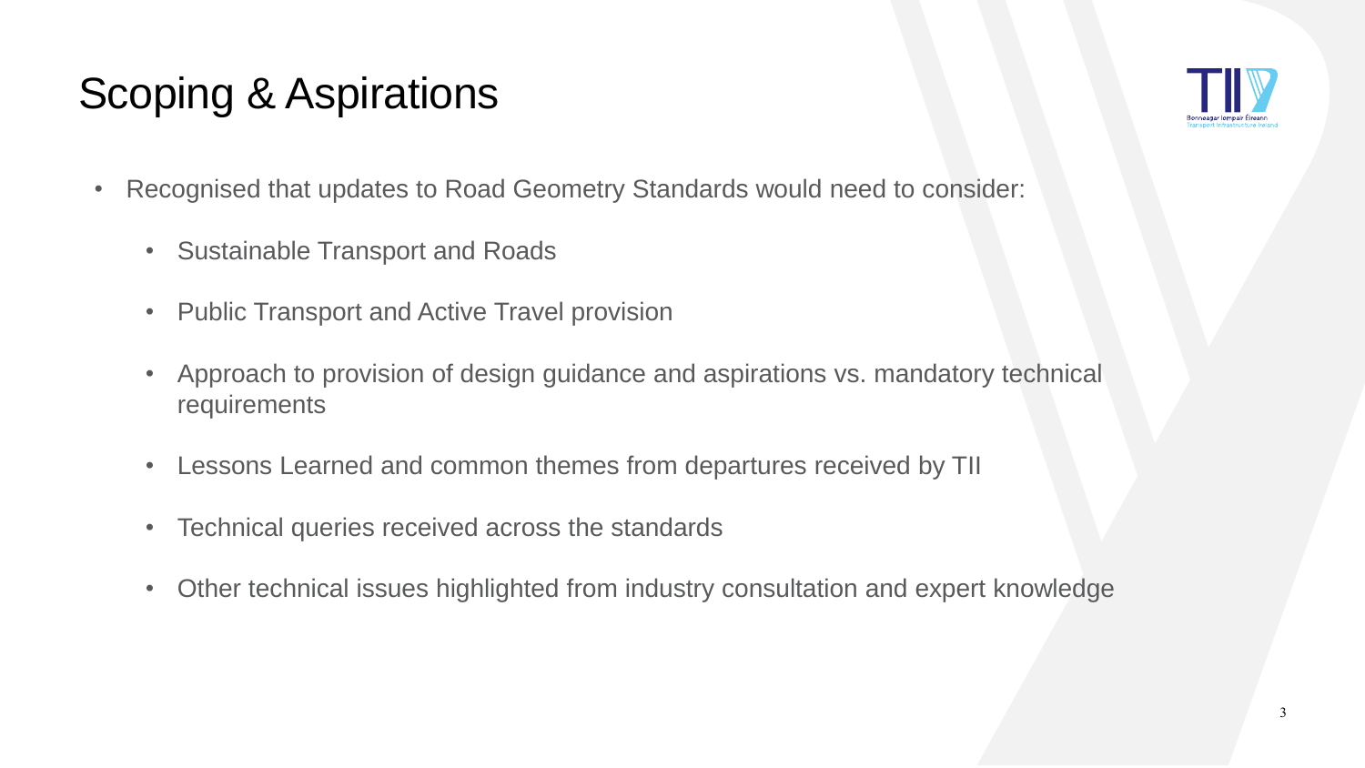# Scoping & Aspirations

- Recognised that updates to Road Geometry Standards would need to consider:
  - Sustainable Transport and Roads
  - Public Transport and Active Travel provision
  - Approach to provision of design guidance and aspirations vs. mandatory technical requirements
  - Lessons Learned and common themes from departures received by TII
  - Technical queries received across the standards
  - Other technical issues highlighted from industry consultation and expert knowledge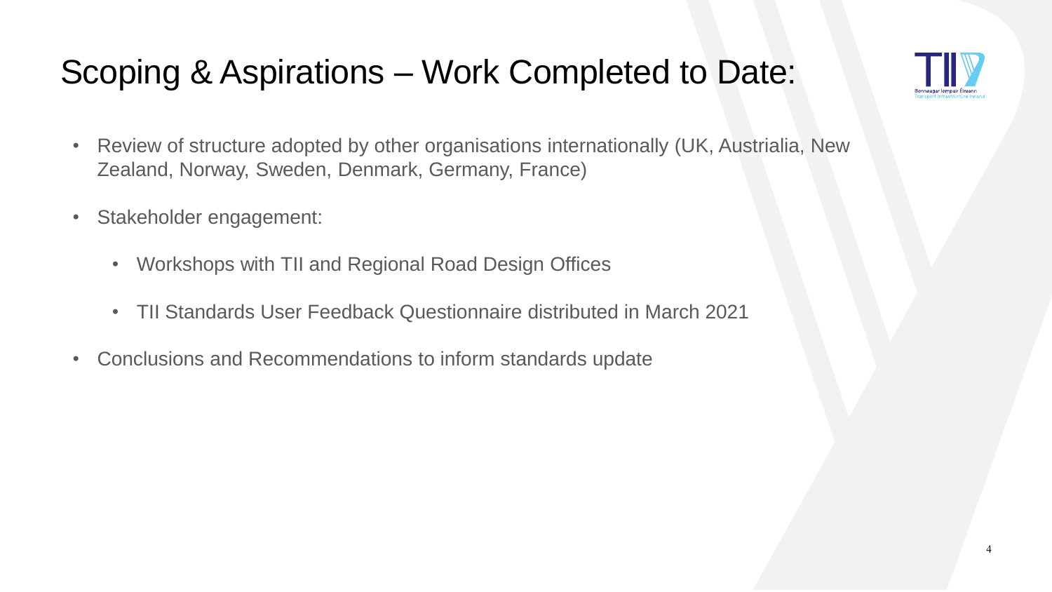# Scoping & Aspirations – Work Completed to Date:

- Review of structure adopted by other organisations internationally (UK, Austrialia, New Zealand, Norway, Sweden, Denmark, Germany, France)
- Stakeholder engagement:
  - Workshops with TII and Regional Road Design Offices
  - TII Standards User Feedback Questionnaire distributed in March 2021
- Conclusions and Recommendations to inform standards update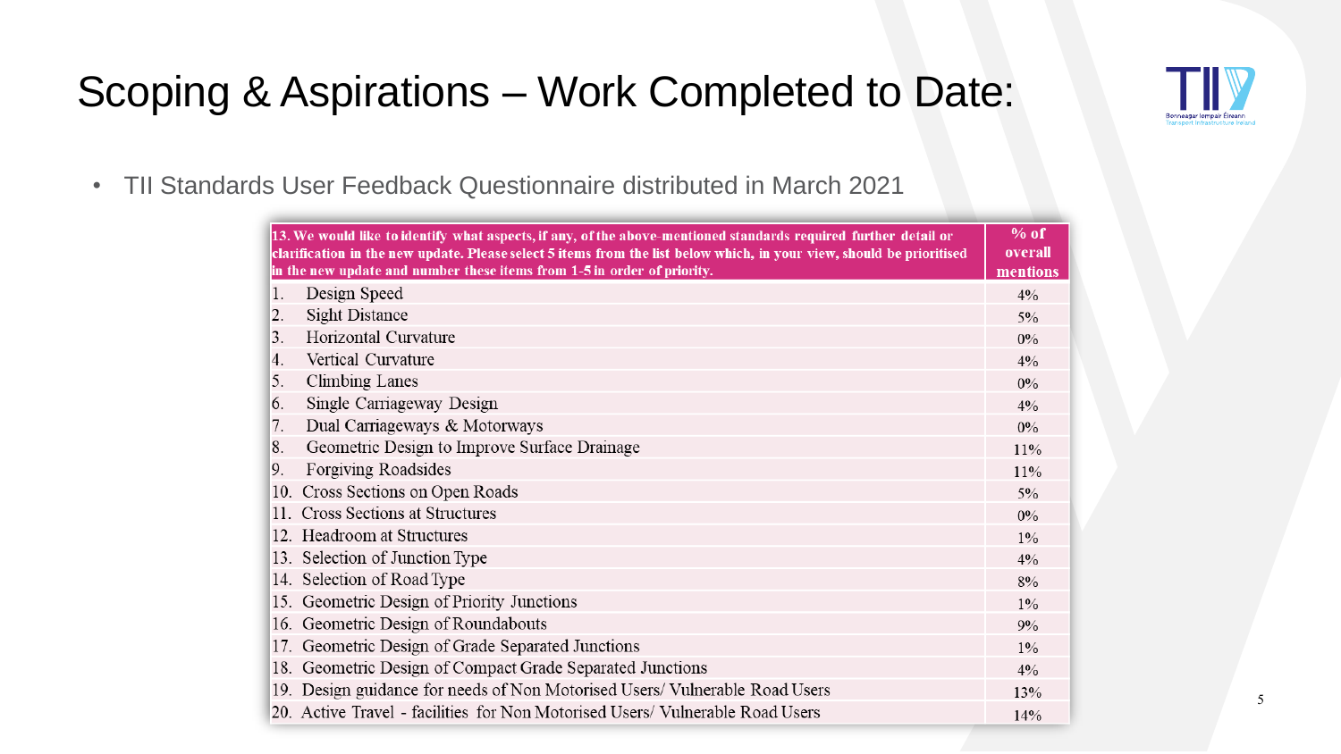# Scoping & Aspirations – Work Completed to Date:

- TII Standards User Feedback Questionnaire distributed in March 2021

| 13. We would like to identify what aspects, if any, of the above-mentioned standards required further detail or clarification in the new update. Please select 5 items from the list below which, in your view, should be prioritised in the new update and number these items from 1-5 in order of priority. | % of overall mentions |
|---|---|
| 1. Design Speed | 4% |
| 2. Sight Distance | 5% |
| 3. Horizontal Curvature | 0% |
| 4. Vertical Curvature | 4% |
| 5. Climbing Lanes | 0% |
| 6. Single Carriageway Design | 4% |
| 7. Dual Carriageways & Motorways | 0% |
| 8. Geometric Design to Improve Surface Drainage | 11% |
| 9. Forgiving Roadsides | 11% |
| 10. Cross Sections on Open Roads | 5% |
| 11. Cross Sections at Structures | 0% |
| 12. Headroom at Structures | 1% |
| 13. Selection of Junction Type | 4% |
| 14. Selection of Road Type | 8% |
| 15. Geometric Design of Priority Junctions | 1% |
| 16. Geometric Design of Roundabouts | 9% |
| 17. Geometric Design of Grade Separated Junctions | 1% |
| 18. Geometric Design of Compact Grade Separated Junctions | 4% |
| 19. Design guidance for needs of Non Motorised Users/ Vulnerable Road Users | 13% |
| 20. Active Travel - facilities for Non Motorised Users/ Vulnerable Road Users | 14% |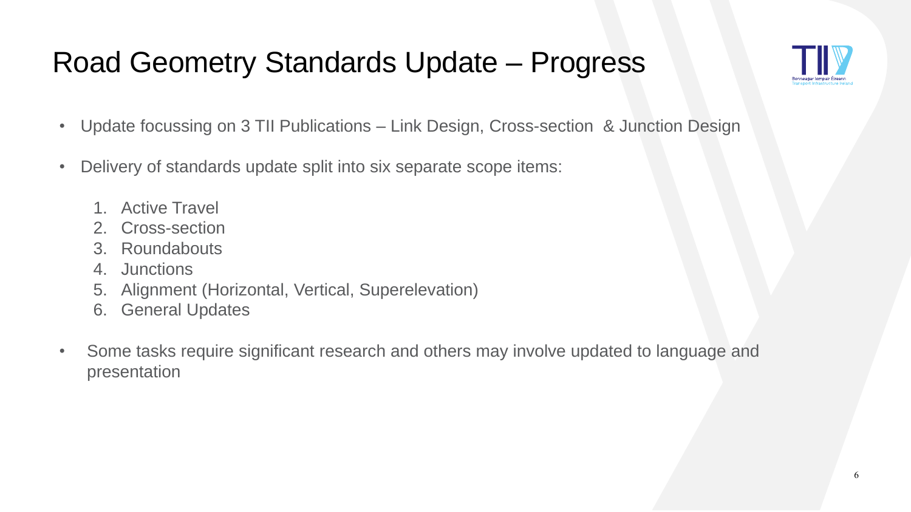# Road Geometry Standards Update – Progress

- Update focussing on 3 TII Publications – Link Design, Cross-section & Junction Design
- Delivery of standards update split into six separate scope items:
  1. Active Travel
  2. Cross-section
  3. Roundabouts
  4. Junctions
  5. Alignment (Horizontal, Vertical, Superelevation)
  6. General Updates
- Some tasks require significant research and others may involve updated to language and presentation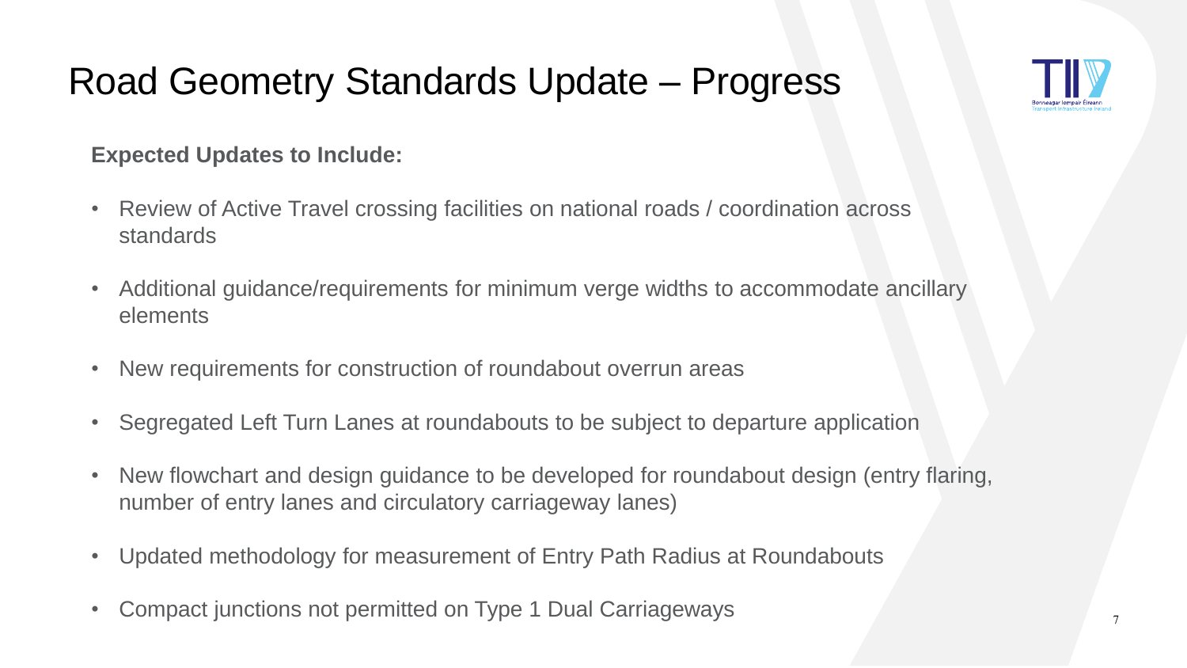# Road Geometry Standards Update – Progress

**Expected Updates to Include:**

- Review of Active Travel crossing facilities on national roads / coordination across standards
- Additional guidance/requirements for minimum verge widths to accommodate ancillary elements
- New requirements for construction of roundabout overrun areas
- Segregated Left Turn Lanes at roundabouts to be subject to departure application
- New flowchart and design guidance to be developed for roundabout design (entry flaring, number of entry lanes and circulatory carriageway lanes)
- Updated methodology for measurement of Entry Path Radius at Roundabouts
- Compact junctions not permitted on Type 1 Dual Carriageways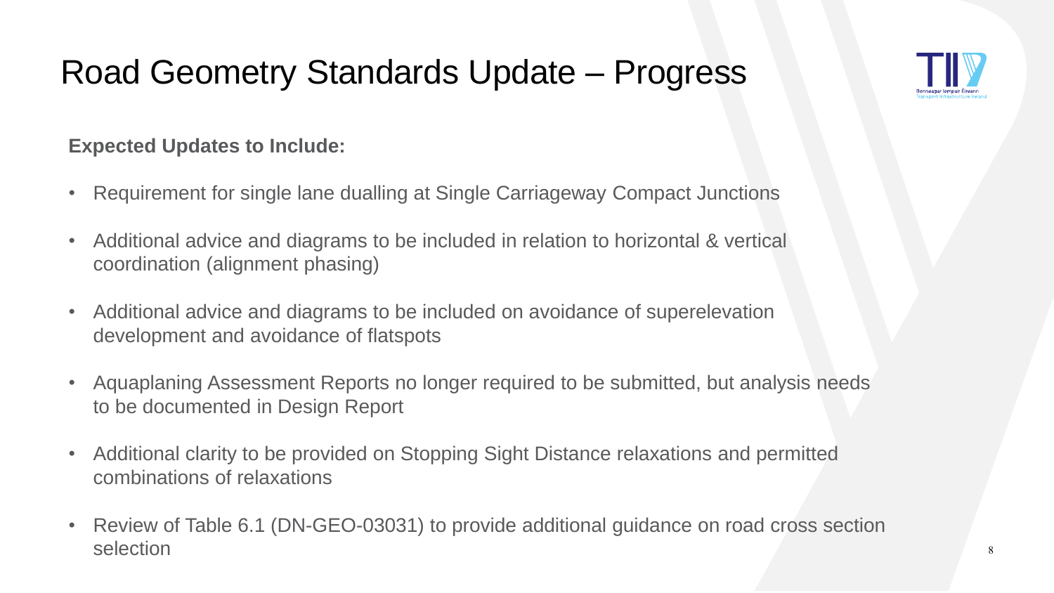# Road Geometry Standards Update – Progress

**Expected Updates to Include:**

- Requirement for single lane dualling at Single Carriageway Compact Junctions
- Additional advice and diagrams to be included in relation to horizontal & vertical coordination (alignment phasing)
- Additional advice and diagrams to be included on avoidance of superelevation development and avoidance of flatspots
- Aquaplaning Assessment Reports no longer required to be submitted, but analysis needs to be documented in Design Report
- Additional clarity to be provided on Stopping Sight Distance relaxations and permitted combinations of relaxations
- Review of Table 6.1 (DN-GEO-03031) to provide additional guidance on road cross section selection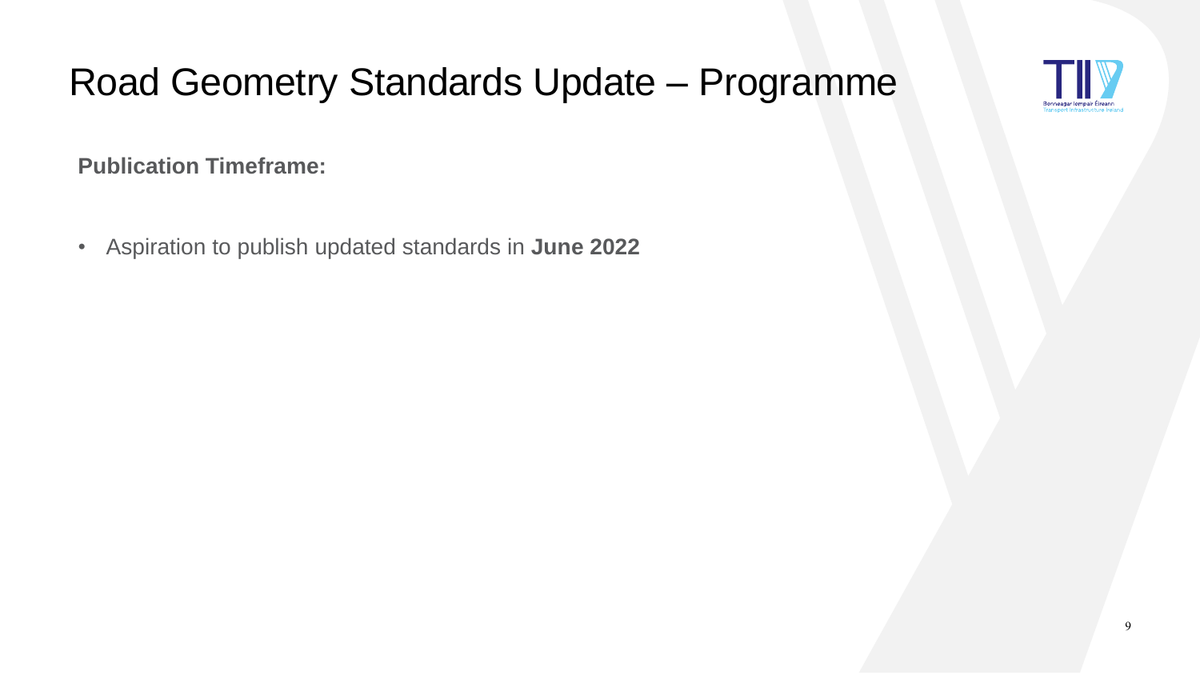# Road Geometry Standards Update – Programme

**Publication Timeframe:**

- Aspiration to publish updated standards in **June 2022**